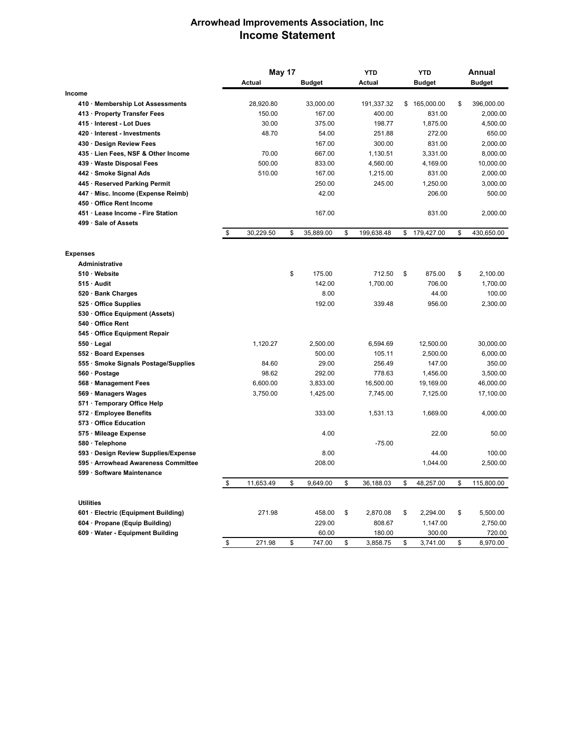# Arrowhead Improvements Association, Inc
## Income Statement

| | May 17 Actual | May 17 Budget | YTD Actual | YTD Budget | Annual Budget |
|---|---|---|---|---|---|
| **Income** | | | | | |
| 410 · Membership Lot Assessments | 28,920.80 | 33,000.00 | 191,337.32 | $ 165,000.00 | $ 396,000.00 |
| 413 · Property Transfer Fees | 150.00 | 167.00 | 400.00 | 831.00 | 2,000.00 |
| 415 · Interest - Lot Dues | 30.00 | 375.00 | 198.77 | 1,875.00 | 4,500.00 |
| 420 · Interest - Investments | 48.70 | 54.00 | 251.88 | 272.00 | 650.00 |
| 430 · Design Review Fees | | 167.00 | 300.00 | 831.00 | 2,000.00 |
| 435 · Lien Fees, NSF & Other Income | 70.00 | 667.00 | 1,130.51 | 3,331.00 | 8,000.00 |
| 439 · Waste Disposal Fees | 500.00 | 833.00 | 4,560.00 | 4,169.00 | 10,000.00 |
| 442 · Smoke Signal Ads | 510.00 | 167.00 | 1,215.00 | 831.00 | 2,000.00 |
| 445 · Reserved Parking Permit | | 250.00 | 245.00 | 1,250.00 | 3,000.00 |
| 447 · Misc. Income (Expense Reimb) | | 42.00 | | 206.00 | 500.00 |
| 450 · Office Rent Income | | | | | |
| 451 · Lease Income - Fire Station | | 167.00 | | 831.00 | 2,000.00 |
| 499 · Sale of Assets | | | | | |
| | $ 30,229.50 | $ 35,889.00 | $ 199,638.48 | $ 179,427.00 | $ 430,650.00 |
| **Expenses** | | | | | |
| **Administrative** | | | | | |
| 510 · Website | | $ 175.00 | 712.50 | $ 875.00 | $ 2,100.00 |
| 515 · Audit | | 142.00 | 1,700.00 | 706.00 | 1,700.00 |
| 520 · Bank Charges | | 8.00 | | 44.00 | 100.00 |
| 525 · Office Supplies | | 192.00 | 339.48 | 956.00 | 2,300.00 |
| 530 · Office Equipment (Assets) | | | | | |
| 540 · Office Rent | | | | | |
| 545 · Office Equipment Repair | | | | | |
| 550 · Legal | 1,120.27 | 2,500.00 | 6,594.69 | 12,500.00 | 30,000.00 |
| 552 · Board Expenses | | 500.00 | 105.11 | 2,500.00 | 6,000.00 |
| 555 · Smoke Signals Postage/Supplies | 84.60 | 29.00 | 256.49 | 147.00 | 350.00 |
| 560 · Postage | 98.62 | 292.00 | 778.63 | 1,456.00 | 3,500.00 |
| 568 · Management Fees | 6,600.00 | 3,833.00 | 16,500.00 | 19,169.00 | 46,000.00 |
| 569 · Managers Wages | 3,750.00 | 1,425.00 | 7,745.00 | 7,125.00 | 17,100.00 |
| 571 · Temporary Office Help | | | | | |
| 572 · Employee Benefits | | 333.00 | 1,531.13 | 1,669.00 | 4,000.00 |
| 573 · Office Education | | | | | |
| 575 · Mileage Expense | | 4.00 | | 22.00 | 50.00 |
| 580 · Telephone | | | -75.00 | | |
| 593 · Design Review Supplies/Expense | | 8.00 | | 44.00 | 100.00 |
| 595 · Arrowhead Awareness Committee | | 208.00 | | 1,044.00 | 2,500.00 |
| 599 · Software Maintenance | | | | | |
| | $ 11,653.49 | $ 9,649.00 | $ 36,188.03 | $ 48,257.00 | $ 115,800.00 |
| **Utilities** | | | | | |
| 601 · Electric (Equipment Building) | 271.98 | 458.00 | $ 2,870.08 | $ 2,294.00 | $ 5,500.00 |
| 604 · Propane (Equip Building) | | 229.00 | 808.67 | 1,147.00 | 2,750.00 |
| 609 · Water - Equipment Building | | 60.00 | 180.00 | 300.00 | 720.00 |
| | $ 271.98 | $ 747.00 | $ 3,858.75 | $ 3,741.00 | $ 8,970.00 |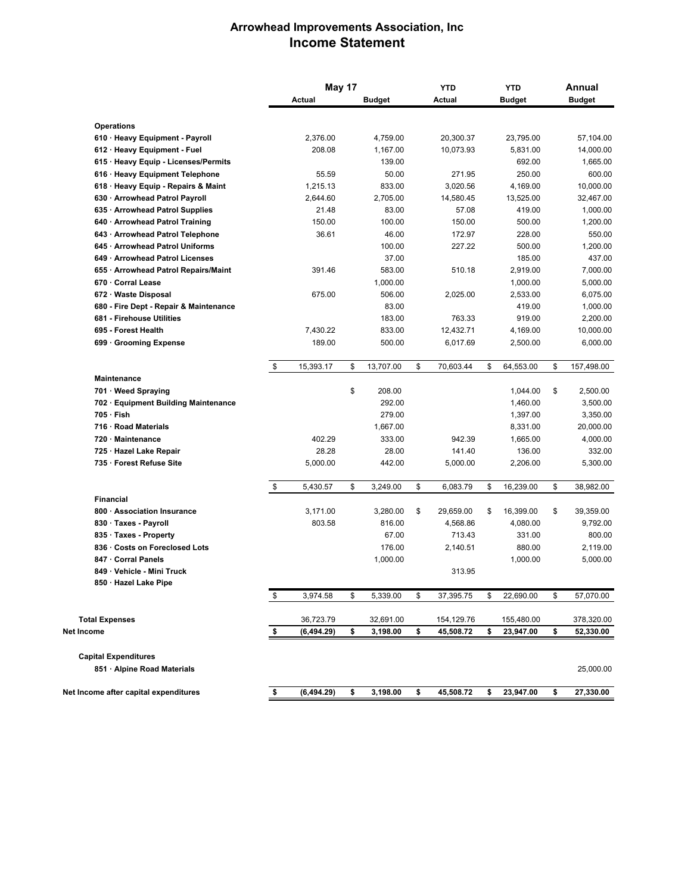# Arrowhead Improvements Association, Inc
## Income Statement

| | May 17 Actual | May 17 Budget | YTD Actual | YTD Budget | Annual Budget |
|---|---|---|---|---|---|
| **Operations** | | | | | |
| 610 · Heavy Equipment - Payroll | 2,376.00 | 4,759.00 | 20,300.37 | 23,795.00 | 57,104.00 |
| 612 · Heavy Equipment - Fuel | 208.08 | 1,167.00 | 10,073.93 | 5,831.00 | 14,000.00 |
| 615 · Heavy Equip - Licenses/Permits | | 139.00 | | 692.00 | 1,665.00 |
| 616 · Heavy Equipment Telephone | 55.59 | 50.00 | 271.95 | 250.00 | 600.00 |
| 618 · Heavy Equip - Repairs & Maint | 1,215.13 | 833.00 | 3,020.56 | 4,169.00 | 10,000.00 |
| 630 · Arrowhead Patrol Payroll | 2,644.60 | 2,705.00 | 14,580.45 | 13,525.00 | 32,467.00 |
| 635 · Arrowhead Patrol Supplies | 21.48 | 83.00 | 57.08 | 419.00 | 1,000.00 |
| 640 · Arrowhead Patrol Training | 150.00 | 100.00 | 150.00 | 500.00 | 1,200.00 |
| 643 · Arrowhead Patrol Telephone | 36.61 | 46.00 | 172.97 | 228.00 | 550.00 |
| 645 · Arrowhead Patrol Uniforms | | 100.00 | 227.22 | 500.00 | 1,200.00 |
| 649 · Arrowhead Patrol Licenses | | 37.00 | | 185.00 | 437.00 |
| 655 · Arrowhead Patrol Repairs/Maint | 391.46 | 583.00 | 510.18 | 2,919.00 | 7,000.00 |
| 670 · Corral Lease | | 1,000.00 | | 1,000.00 | 5,000.00 |
| 672 · Waste Disposal | 675.00 | 506.00 | 2,025.00 | 2,533.00 | 6,075.00 |
| 680 - Fire Dept - Repair & Maintenance | | 83.00 | | 419.00 | 1,000.00 |
| 681 - Firehouse Utilities | | 183.00 | 763.33 | 919.00 | 2,200.00 |
| 695 - Forest Health | 7,430.22 | 833.00 | 12,432.71 | 4,169.00 | 10,000.00 |
| 699 · Grooming Expense | 189.00 | 500.00 | 6,017.69 | 2,500.00 | 6,000.00 |
| | $ 15,393.17 | $ 13,707.00 | $ 70,603.44 | $ 64,553.00 | $ 157,498.00 |
| **Maintenance** | | | | | |
| 701 · Weed Spraying | | $ 208.00 | | 1,044.00 | $ 2,500.00 |
| 702 · Equipment Building Maintenance | | 292.00 | | 1,460.00 | 3,500.00 |
| 705 · Fish | | 279.00 | | 1,397.00 | 3,350.00 |
| 716 · Road Materials | | 1,667.00 | | 8,331.00 | 20,000.00 |
| 720 · Maintenance | 402.29 | 333.00 | 942.39 | 1,665.00 | 4,000.00 |
| 725 · Hazel Lake Repair | 28.28 | 28.00 | 141.40 | 136.00 | 332.00 |
| 735 · Forest Refuse Site | 5,000.00 | 442.00 | 5,000.00 | 2,206.00 | 5,300.00 |
| | $ 5,430.57 | $ 3,249.00 | $ 6,083.79 | $ 16,239.00 | $ 38,982.00 |
| **Financial** | | | | | |
| 800 · Association Insurance | 3,171.00 | 3,280.00 | $ 29,659.00 | $ 16,399.00 | $ 39,359.00 |
| 830 · Taxes - Payroll | 803.58 | 816.00 | 4,568.86 | 4,080.00 | 9,792.00 |
| 835 · Taxes - Property | | 67.00 | 713.43 | 331.00 | 800.00 |
| 836 · Costs on Foreclosed Lots | | 176.00 | 2,140.51 | 880.00 | 2,119.00 |
| 847 · Corral Panels | | 1,000.00 | | 1,000.00 | 5,000.00 |
| 849 · Vehicle - Mini Truck | | | 313.95 | | |
| 850 · Hazel Lake Pipe | | | | | |
| | $ 3,974.58 | $ 5,339.00 | $ 37,395.75 | $ 22,690.00 | $ 57,070.00 |
| **Total Expenses** | 36,723.79 | 32,691.00 | 154,129.76 | 155,480.00 | 378,320.00 |
| **Net Income** | $ (6,494.29) | $ 3,198.00 | $ 45,508.72 | $ 23,947.00 | $ 52,330.00 |
| **Capital Expenditures** | | | | | |
| 851 · Alpine Road Materials | | | | | 25,000.00 |
| **Net Income after capital expenditures** | $ (6,494.29) | $ 3,198.00 | $ 45,508.72 | $ 23,947.00 | $ 27,330.00 |